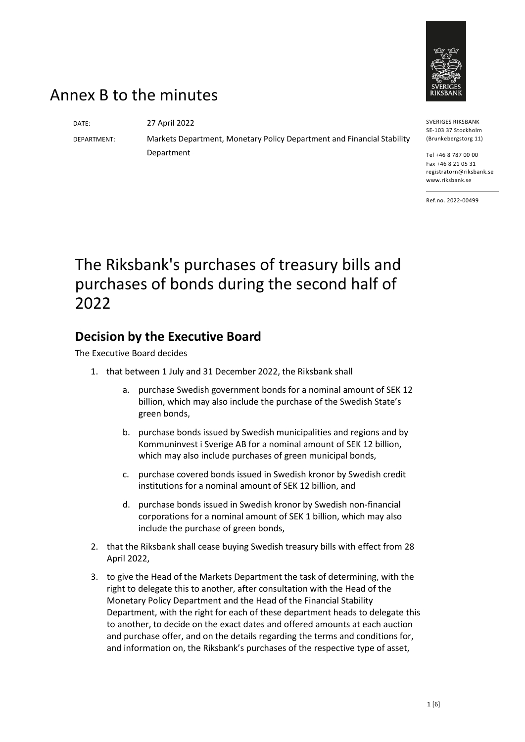# Annex B to the minutes

DATE: 27 April 2022

DEPARTMENT: Markets Department, Monetary Policy Department and Financial Stability Department

SVERIGES RIKSBANK
SE-103 37 Stockholm
(Brunkebergstorg 11)

Tel +46 8 787 00 00
Fax +46 8 21 05 31
registratorn@riksbank.se
www.riksbank.se

Ref.no. 2022-00499

# The Riksbank's purchases of treasury bills and purchases of bonds during the second half of 2022

## Decision by the Executive Board

The Executive Board decides

1. that between 1 July and 31 December 2022, the Riksbank shall
   a. purchase Swedish government bonds for a nominal amount of SEK 12 billion, which may also include the purchase of the Swedish State's green bonds,
   b. purchase bonds issued by Swedish municipalities and regions and by Kommuninvest i Sverige AB for a nominal amount of SEK 12 billion, which may also include purchases of green municipal bonds,
   c. purchase covered bonds issued in Swedish kronor by Swedish credit institutions for a nominal amount of SEK 12 billion, and
   d. purchase bonds issued in Swedish kronor by Swedish non-financial corporations for a nominal amount of SEK 1 billion, which may also include the purchase of green bonds,
2. that the Riksbank shall cease buying Swedish treasury bills with effect from 28 April 2022,
3. to give the Head of the Markets Department the task of determining, with the right to delegate this to another, after consultation with the Head of the Monetary Policy Department and the Head of the Financial Stability Department, with the right for each of these department heads to delegate this to another, to decide on the exact dates and offered amounts at each auction and purchase offer, and on the details regarding the terms and conditions for, and information on, the Riksbank's purchases of the respective type of asset,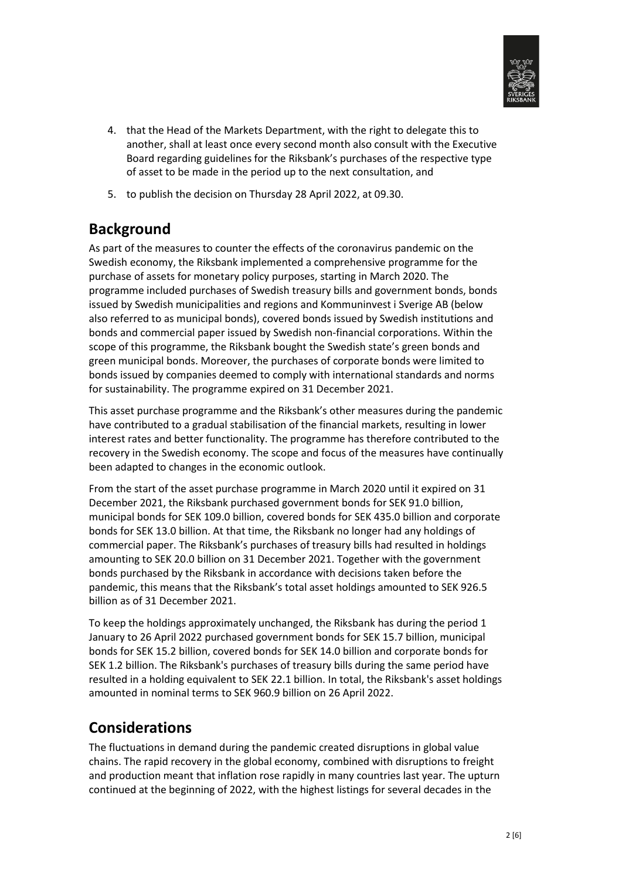4. that the Head of the Markets Department, with the right to delegate this to another, shall at least once every second month also consult with the Executive Board regarding guidelines for the Riksbank's purchases of the respective type of asset to be made in the period up to the next consultation, and
5. to publish the decision on Thursday 28 April 2022, at 09.30.

## Background

As part of the measures to counter the effects of the coronavirus pandemic on the Swedish economy, the Riksbank implemented a comprehensive programme for the purchase of assets for monetary policy purposes, starting in March 2020. The programme included purchases of Swedish treasury bills and government bonds, bonds issued by Swedish municipalities and regions and Kommuninvest i Sverige AB (below also referred to as municipal bonds), covered bonds issued by Swedish institutions and bonds and commercial paper issued by Swedish non-financial corporations. Within the scope of this programme, the Riksbank bought the Swedish state's green bonds and green municipal bonds. Moreover, the purchases of corporate bonds were limited to bonds issued by companies deemed to comply with international standards and norms for sustainability. The programme expired on 31 December 2021.

This asset purchase programme and the Riksbank's other measures during the pandemic have contributed to a gradual stabilisation of the financial markets, resulting in lower interest rates and better functionality. The programme has therefore contributed to the recovery in the Swedish economy. The scope and focus of the measures have continually been adapted to changes in the economic outlook.

From the start of the asset purchase programme in March 2020 until it expired on 31 December 2021, the Riksbank purchased government bonds for SEK 91.0 billion, municipal bonds for SEK 109.0 billion, covered bonds for SEK 435.0 billion and corporate bonds for SEK 13.0 billion. At that time, the Riksbank no longer had any holdings of commercial paper. The Riksbank's purchases of treasury bills had resulted in holdings amounting to SEK 20.0 billion on 31 December 2021. Together with the government bonds purchased by the Riksbank in accordance with decisions taken before the pandemic, this means that the Riksbank's total asset holdings amounted to SEK 926.5 billion as of 31 December 2021.

To keep the holdings approximately unchanged, the Riksbank has during the period 1 January to 26 April 2022 purchased government bonds for SEK 15.7 billion, municipal bonds for SEK 15.2 billion, covered bonds for SEK 14.0 billion and corporate bonds for SEK 1.2 billion. The Riksbank's purchases of treasury bills during the same period have resulted in a holding equivalent to SEK 22.1 billion. In total, the Riksbank's asset holdings amounted in nominal terms to SEK 960.9 billion on 26 April 2022.

## Considerations

The fluctuations in demand during the pandemic created disruptions in global value chains. The rapid recovery in the global economy, combined with disruptions to freight and production meant that inflation rose rapidly in many countries last year. The upturn continued at the beginning of 2022, with the highest listings for several decades in the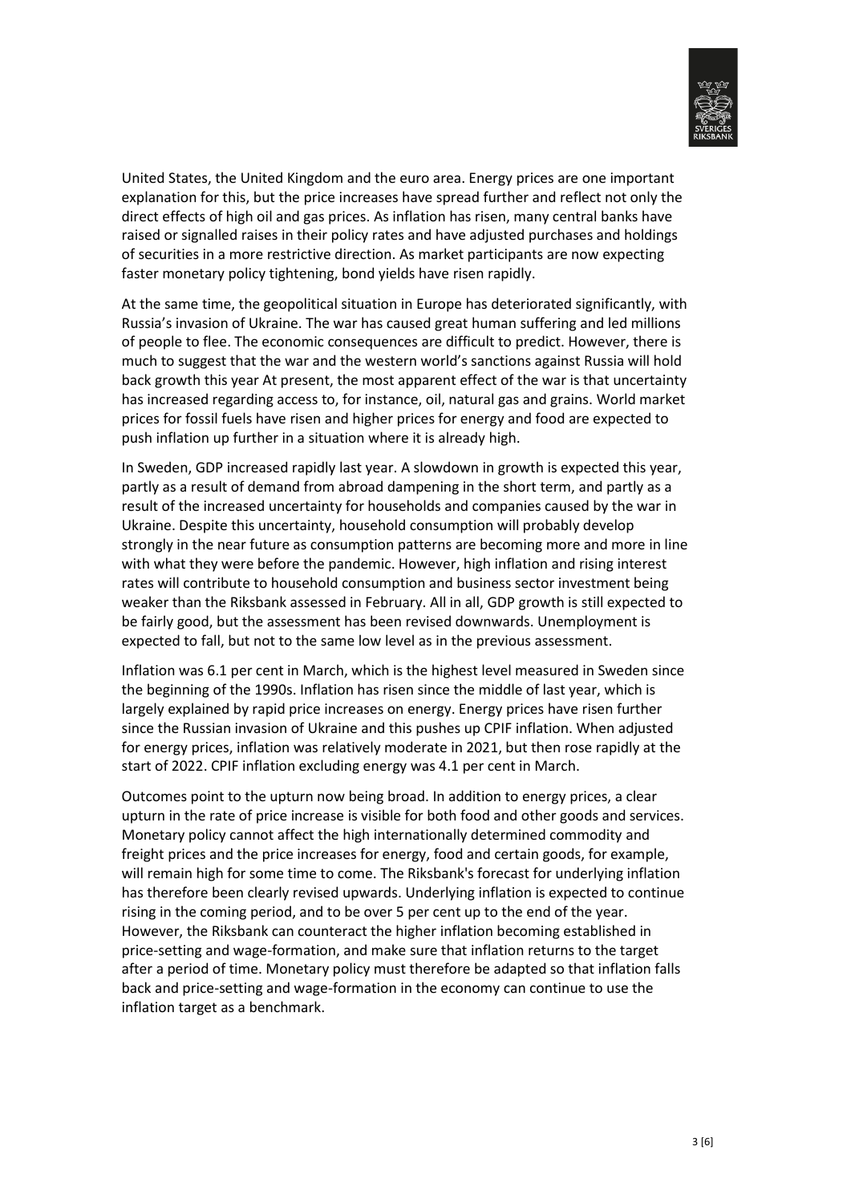United States, the United Kingdom and the euro area. Energy prices are one important explanation for this, but the price increases have spread further and reflect not only the direct effects of high oil and gas prices. As inflation has risen, many central banks have raised or signalled raises in their policy rates and have adjusted purchases and holdings of securities in a more restrictive direction. As market participants are now expecting faster monetary policy tightening, bond yields have risen rapidly.

At the same time, the geopolitical situation in Europe has deteriorated significantly, with Russia's invasion of Ukraine. The war has caused great human suffering and led millions of people to flee. The economic consequences are difficult to predict. However, there is much to suggest that the war and the western world's sanctions against Russia will hold back growth this year At present, the most apparent effect of the war is that uncertainty has increased regarding access to, for instance, oil, natural gas and grains. World market prices for fossil fuels have risen and higher prices for energy and food are expected to push inflation up further in a situation where it is already high.

In Sweden, GDP increased rapidly last year. A slowdown in growth is expected this year, partly as a result of demand from abroad dampening in the short term, and partly as a result of the increased uncertainty for households and companies caused by the war in Ukraine. Despite this uncertainty, household consumption will probably develop strongly in the near future as consumption patterns are becoming more and more in line with what they were before the pandemic. However, high inflation and rising interest rates will contribute to household consumption and business sector investment being weaker than the Riksbank assessed in February. All in all, GDP growth is still expected to be fairly good, but the assessment has been revised downwards. Unemployment is expected to fall, but not to the same low level as in the previous assessment.

Inflation was 6.1 per cent in March, which is the highest level measured in Sweden since the beginning of the 1990s. Inflation has risen since the middle of last year, which is largely explained by rapid price increases on energy. Energy prices have risen further since the Russian invasion of Ukraine and this pushes up CPIF inflation. When adjusted for energy prices, inflation was relatively moderate in 2021, but then rose rapidly at the start of 2022. CPIF inflation excluding energy was 4.1 per cent in March.

Outcomes point to the upturn now being broad. In addition to energy prices, a clear upturn in the rate of price increase is visible for both food and other goods and services. Monetary policy cannot affect the high internationally determined commodity and freight prices and the price increases for energy, food and certain goods, for example, will remain high for some time to come. The Riksbank's forecast for underlying inflation has therefore been clearly revised upwards. Underlying inflation is expected to continue rising in the coming period, and to be over 5 per cent up to the end of the year. However, the Riksbank can counteract the higher inflation becoming established in price-setting and wage-formation, and make sure that inflation returns to the target after a period of time. Monetary policy must therefore be adapted so that inflation falls back and price-setting and wage-formation in the economy can continue to use the inflation target as a benchmark.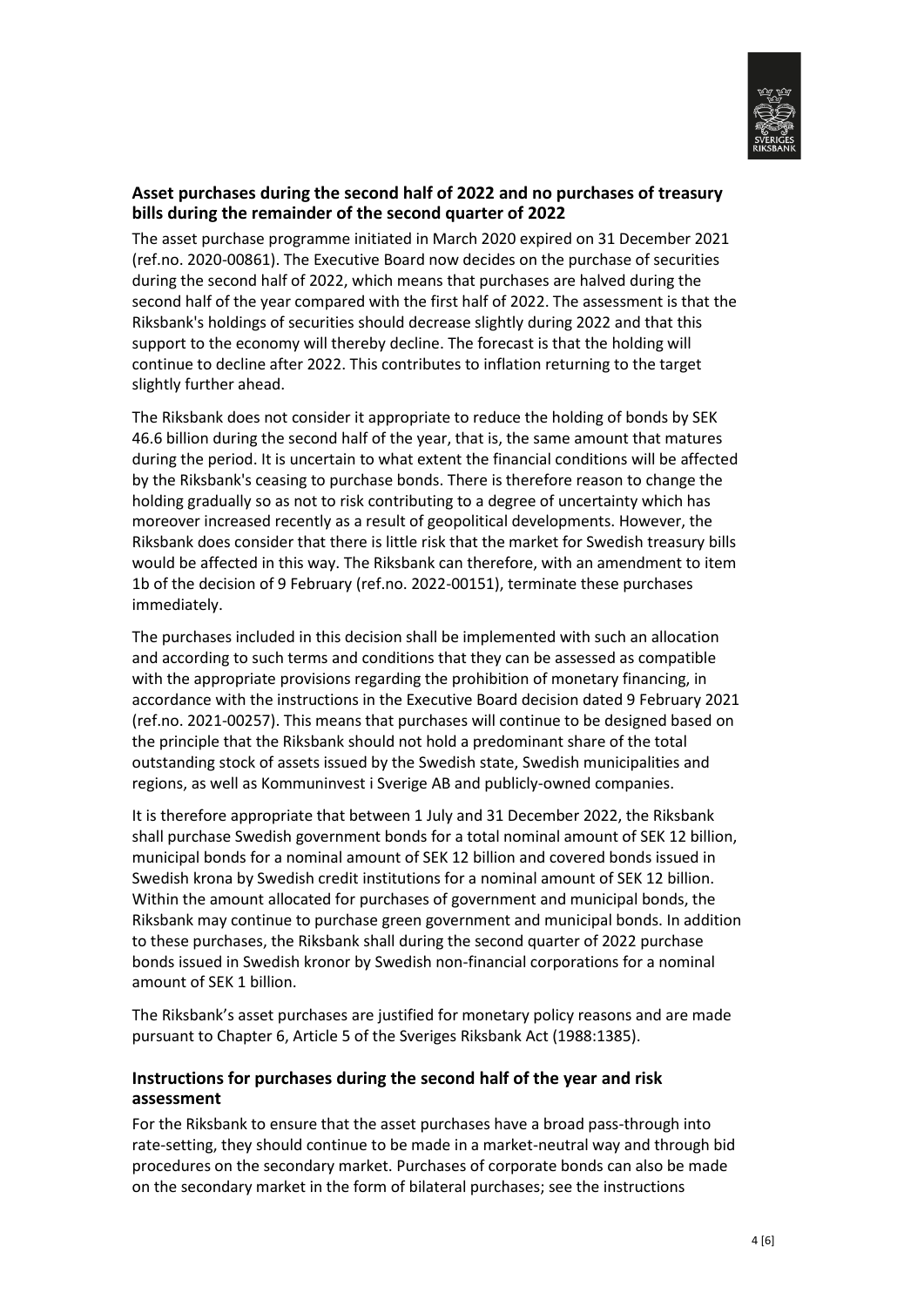## Asset purchases during the second half of 2022 and no purchases of treasury bills during the remainder of the second quarter of 2022

The asset purchase programme initiated in March 2020 expired on 31 December 2021 (ref.no. 2020-00861). The Executive Board now decides on the purchase of securities during the second half of 2022, which means that purchases are halved during the second half of the year compared with the first half of 2022. The assessment is that the Riksbank's holdings of securities should decrease slightly during 2022 and that this support to the economy will thereby decline. The forecast is that the holding will continue to decline after 2022. This contributes to inflation returning to the target slightly further ahead.

The Riksbank does not consider it appropriate to reduce the holding of bonds by SEK 46.6 billion during the second half of the year, that is, the same amount that matures during the period. It is uncertain to what extent the financial conditions will be affected by the Riksbank's ceasing to purchase bonds. There is therefore reason to change the holding gradually so as not to risk contributing to a degree of uncertainty which has moreover increased recently as a result of geopolitical developments. However, the Riksbank does consider that there is little risk that the market for Swedish treasury bills would be affected in this way. The Riksbank can therefore, with an amendment to item 1b of the decision of 9 February (ref.no. 2022-00151), terminate these purchases immediately.

The purchases included in this decision shall be implemented with such an allocation and according to such terms and conditions that they can be assessed as compatible with the appropriate provisions regarding the prohibition of monetary financing, in accordance with the instructions in the Executive Board decision dated 9 February 2021 (ref.no. 2021-00257). This means that purchases will continue to be designed based on the principle that the Riksbank should not hold a predominant share of the total outstanding stock of assets issued by the Swedish state, Swedish municipalities and regions, as well as Kommuninvest i Sverige AB and publicly-owned companies.

It is therefore appropriate that between 1 July and 31 December 2022, the Riksbank shall purchase Swedish government bonds for a total nominal amount of SEK 12 billion, municipal bonds for a nominal amount of SEK 12 billion and covered bonds issued in Swedish krona by Swedish credit institutions for a nominal amount of SEK 12 billion. Within the amount allocated for purchases of government and municipal bonds, the Riksbank may continue to purchase green government and municipal bonds. In addition to these purchases, the Riksbank shall during the second quarter of 2022 purchase bonds issued in Swedish kronor by Swedish non-financial corporations for a nominal amount of SEK 1 billion.

The Riksbank's asset purchases are justified for monetary policy reasons and are made pursuant to Chapter 6, Article 5 of the Sveriges Riksbank Act (1988:1385).

## Instructions for purchases during the second half of the year and risk assessment

For the Riksbank to ensure that the asset purchases have a broad pass-through into rate-setting, they should continue to be made in a market-neutral way and through bid procedures on the secondary market. Purchases of corporate bonds can also be made on the secondary market in the form of bilateral purchases; see the instructions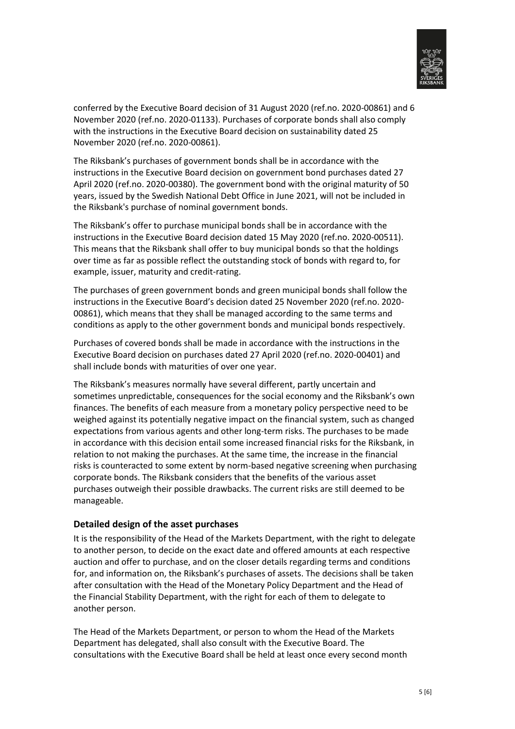conferred by the Executive Board decision of 31 August 2020 (ref.no. 2020-00861) and 6 November 2020 (ref.no. 2020-01133). Purchases of corporate bonds shall also comply with the instructions in the Executive Board decision on sustainability dated 25 November 2020 (ref.no. 2020-00861).

The Riksbank's purchases of government bonds shall be in accordance with the instructions in the Executive Board decision on government bond purchases dated 27 April 2020 (ref.no. 2020-00380). The government bond with the original maturity of 50 years, issued by the Swedish National Debt Office in June 2021, will not be included in the Riksbank's purchase of nominal government bonds.

The Riksbank's offer to purchase municipal bonds shall be in accordance with the instructions in the Executive Board decision dated 15 May 2020 (ref.no. 2020-00511). This means that the Riksbank shall offer to buy municipal bonds so that the holdings over time as far as possible reflect the outstanding stock of bonds with regard to, for example, issuer, maturity and credit-rating.

The purchases of green government bonds and green municipal bonds shall follow the instructions in the Executive Board's decision dated 25 November 2020 (ref.no. 2020-00861), which means that they shall be managed according to the same terms and conditions as apply to the other government bonds and municipal bonds respectively.

Purchases of covered bonds shall be made in accordance with the instructions in the Executive Board decision on purchases dated 27 April 2020 (ref.no. 2020-00401) and shall include bonds with maturities of over one year.

The Riksbank's measures normally have several different, partly uncertain and sometimes unpredictable, consequences for the social economy and the Riksbank's own finances. The benefits of each measure from a monetary policy perspective need to be weighed against its potentially negative impact on the financial system, such as changed expectations from various agents and other long-term risks. The purchases to be made in accordance with this decision entail some increased financial risks for the Riksbank, in relation to not making the purchases. At the same time, the increase in the financial risks is counteracted to some extent by norm-based negative screening when purchasing corporate bonds. The Riksbank considers that the benefits of the various asset purchases outweigh their possible drawbacks. The current risks are still deemed to be manageable.

### Detailed design of the asset purchases

It is the responsibility of the Head of the Markets Department, with the right to delegate to another person, to decide on the exact date and offered amounts at each respective auction and offer to purchase, and on the closer details regarding terms and conditions for, and information on, the Riksbank's purchases of assets. The decisions shall be taken after consultation with the Head of the Monetary Policy Department and the Head of the Financial Stability Department, with the right for each of them to delegate to another person.

The Head of the Markets Department, or person to whom the Head of the Markets Department has delegated, shall also consult with the Executive Board. The consultations with the Executive Board shall be held at least once every second month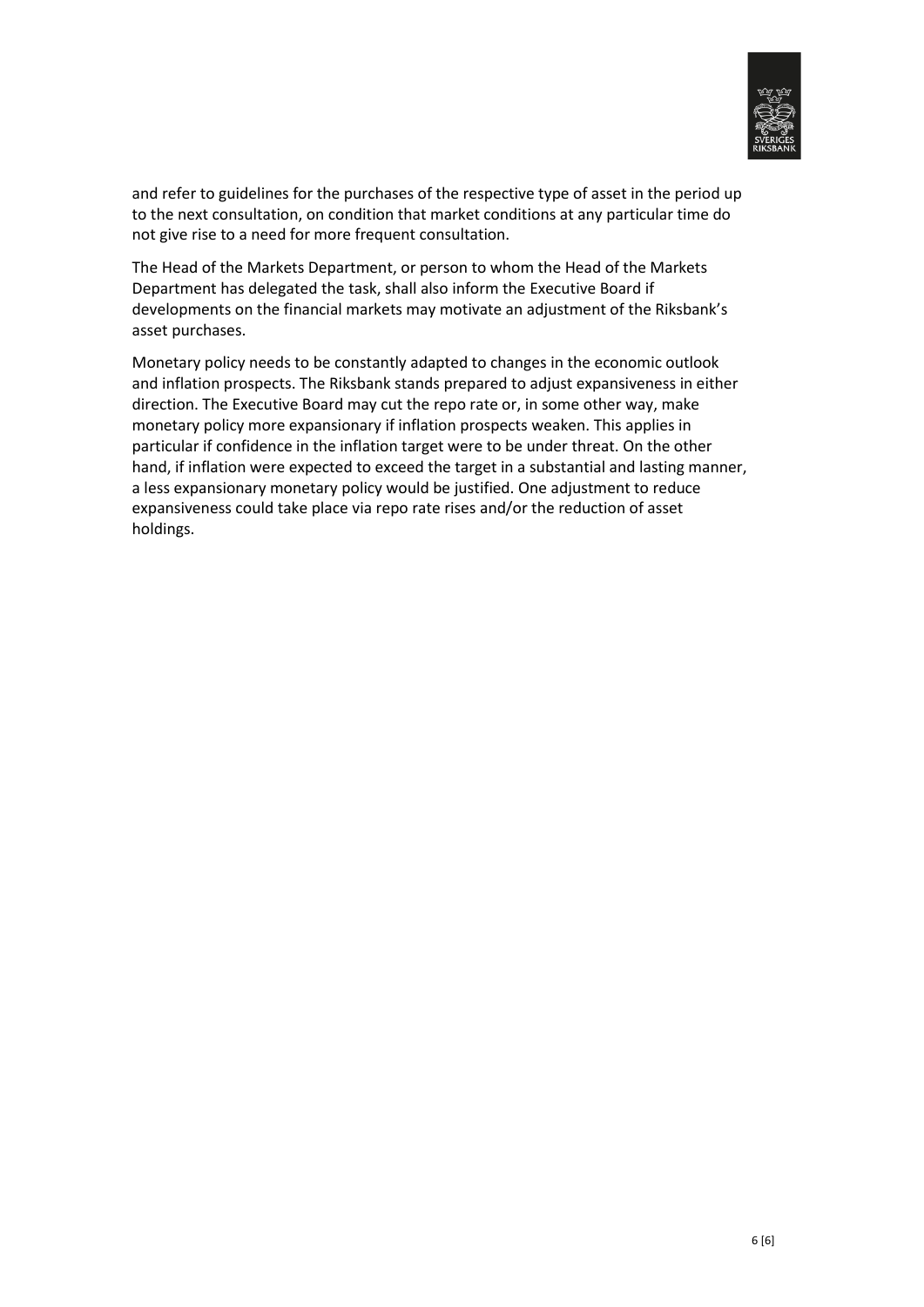and refer to guidelines for the purchases of the respective type of asset in the period up to the next consultation, on condition that market conditions at any particular time do not give rise to a need for more frequent consultation.

The Head of the Markets Department, or person to whom the Head of the Markets Department has delegated the task, shall also inform the Executive Board if developments on the financial markets may motivate an adjustment of the Riksbank's asset purchases.

Monetary policy needs to be constantly adapted to changes in the economic outlook and inflation prospects. The Riksbank stands prepared to adjust expansiveness in either direction. The Executive Board may cut the repo rate or, in some other way, make monetary policy more expansionary if inflation prospects weaken. This applies in particular if confidence in the inflation target were to be under threat. On the other hand, if inflation were expected to exceed the target in a substantial and lasting manner, a less expansionary monetary policy would be justified. One adjustment to reduce expansiveness could take place via repo rate rises and/or the reduction of asset holdings.